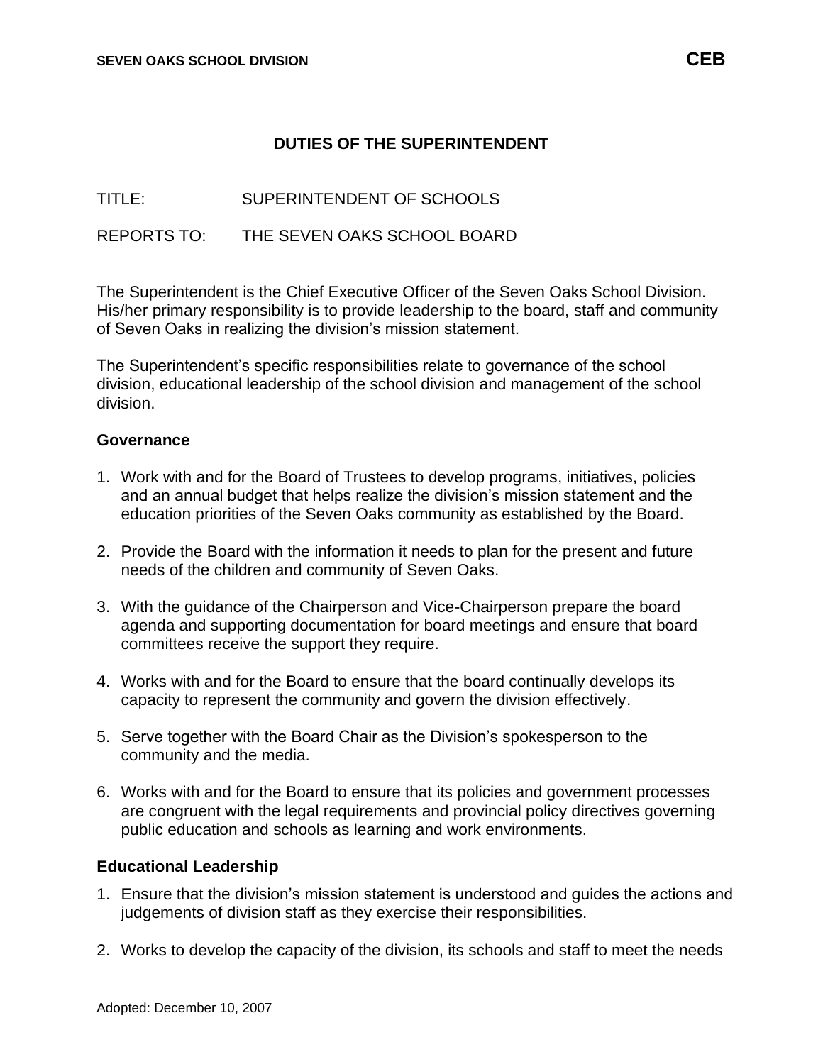# DUTIES OF THE SUPERINTENDENT

TITLE: SUPERINTENDENT OF SCHOOLS

REPORTS TO: THE SEVEN OAKS SCHOOL BOARD

The Superintendent is the Chief Executive Officer of the Seven Oaks School Division. His/her primary responsibility is to provide leadership to the board, staff and community of Seven Oaks in realizing the division's mission statement.

The Superintendent's specific responsibilities relate to governance of the school division, educational leadership of the school division and management of the school division.

## Governance

1. Work with and for the Board of Trustees to develop programs, initiatives, policies and an annual budget that helps realize the division's mission statement and the education priorities of the Seven Oaks community as established by the Board.

2. Provide the Board with the information it needs to plan for the present and future needs of the children and community of Seven Oaks.

3. With the guidance of the Chairperson and Vice-Chairperson prepare the board agenda and supporting documentation for board meetings and ensure that board committees receive the support they require.

4. Works with and for the Board to ensure that the board continually develops its capacity to represent the community and govern the division effectively.

5. Serve together with the Board Chair as the Division's spokesperson to the community and the media.

6. Works with and for the Board to ensure that its policies and government processes are congruent with the legal requirements and provincial policy directives governing public education and schools as learning and work environments.

## Educational Leadership

1. Ensure that the division's mission statement is understood and guides the actions and judgements of division staff as they exercise their responsibilities.

2. Works to develop the capacity of the division, its schools and staff to meet the needs

Adopted: December 10, 2007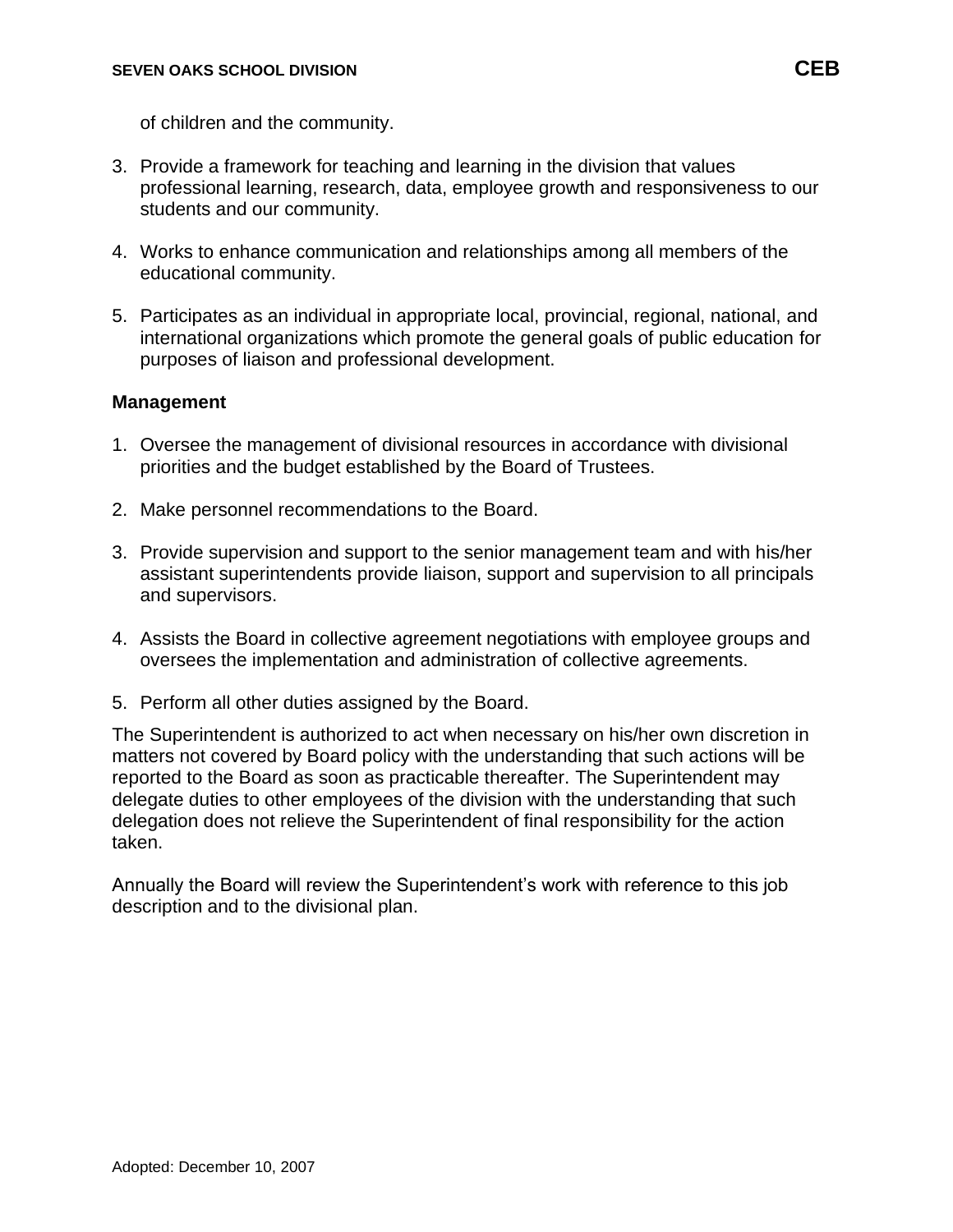of children and the community.

3. Provide a framework for teaching and learning in the division that values professional learning, research, data, employee growth and responsiveness to our students and our community.

4. Works to enhance communication and relationships among all members of the educational community.

5. Participates as an individual in appropriate local, provincial, regional, national, and international organizations which promote the general goals of public education for purposes of liaison and professional development.

**Management**

1. Oversee the management of divisional resources in accordance with divisional priorities and the budget established by the Board of Trustees.

2. Make personnel recommendations to the Board.

3. Provide supervision and support to the senior management team and with his/her assistant superintendents provide liaison, support and supervision to all principals and supervisors.

4. Assists the Board in collective agreement negotiations with employee groups and oversees the implementation and administration of collective agreements.

5. Perform all other duties assigned by the Board.

The Superintendent is authorized to act when necessary on his/her own discretion in matters not covered by Board policy with the understanding that such actions will be reported to the Board as soon as practicable thereafter. The Superintendent may delegate duties to other employees of the division with the understanding that such delegation does not relieve the Superintendent of final responsibility for the action taken.

Annually the Board will review the Superintendent's work with reference to this job description and to the divisional plan.

Adopted: December 10, 2007